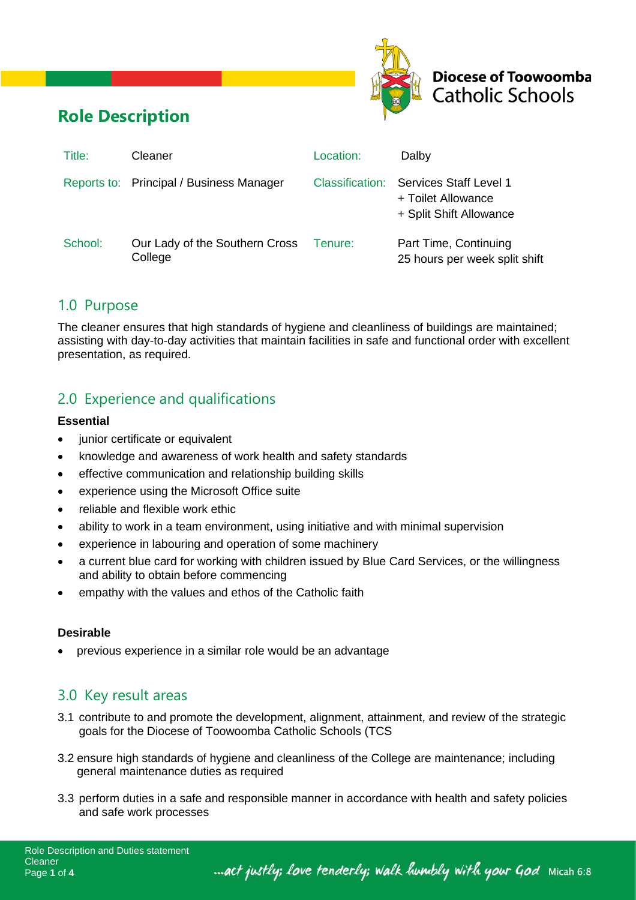Diocese of Toowoomba Catholic Schools

# Role Description

| Title: | Cleaner | Location: | Dalby |
|---|---|---|---|
| Reports to: | Principal / Business Manager | Classification: | Services Staff Level 1<br>+ Toilet Allowance<br>+ Split Shift Allowance |
| School: | Our Lady of the Southern Cross College | Tenure: | Part Time, Continuing<br>25 hours per week split shift |

## 1.0 Purpose

The cleaner ensures that high standards of hygiene and cleanliness of buildings are maintained; assisting with day-to-day activities that maintain facilities in safe and functional order with excellent presentation, as required.

## 2.0 Experience and qualifications

**Essential**

- junior certificate or equivalent
- knowledge and awareness of work health and safety standards
- effective communication and relationship building skills
- experience using the Microsoft Office suite
- reliable and flexible work ethic
- ability to work in a team environment, using initiative and with minimal supervision
- experience in labouring and operation of some machinery
- a current blue card for working with children issued by Blue Card Services, or the willingness and ability to obtain before commencing
- empathy with the values and ethos of the Catholic faith

**Desirable**

- previous experience in a similar role would be an advantage

## 3.0 Key result areas

3.1 contribute to and promote the development, alignment, attainment, and review of the strategic goals for the Diocese of Toowoomba Catholic Schools (TCS

3.2 ensure high standards of hygiene and cleanliness of the College are maintenance; including general maintenance duties as required

3.3 perform duties in a safe and responsible manner in accordance with health and safety policies and safe work processes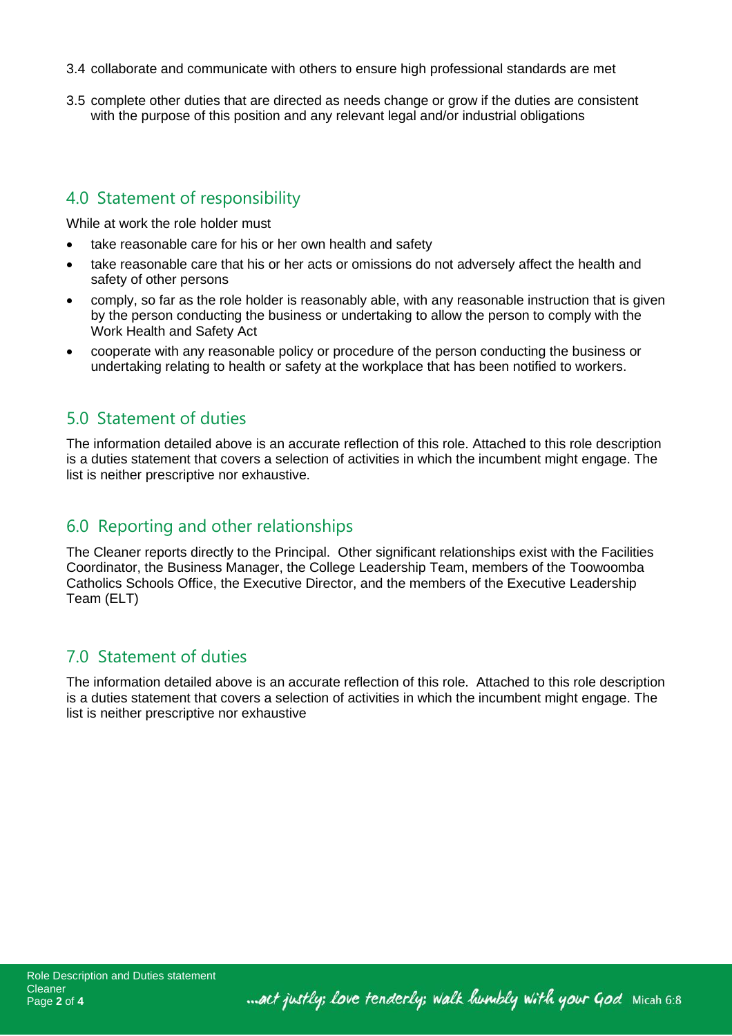3.4 collaborate and communicate with others to ensure high professional standards are met

3.5 complete other duties that are directed as needs change or grow if the duties are consistent with the purpose of this position and any relevant legal and/or industrial obligations

## 4.0 Statement of responsibility

While at work the role holder must

- take reasonable care for his or her own health and safety
- take reasonable care that his or her acts or omissions do not adversely affect the health and safety of other persons
- comply, so far as the role holder is reasonably able, with any reasonable instruction that is given by the person conducting the business or undertaking to allow the person to comply with the Work Health and Safety Act
- cooperate with any reasonable policy or procedure of the person conducting the business or undertaking relating to health or safety at the workplace that has been notified to workers.

## 5.0 Statement of duties

The information detailed above is an accurate reflection of this role. Attached to this role description is a duties statement that covers a selection of activities in which the incumbent might engage. The list is neither prescriptive nor exhaustive.

## 6.0 Reporting and other relationships

The Cleaner reports directly to the Principal. Other significant relationships exist with the Facilities Coordinator, the Business Manager, the College Leadership Team, members of the Toowoomba Catholics Schools Office, the Executive Director, and the members of the Executive Leadership Team (ELT)

## 7.0 Statement of duties

The information detailed above is an accurate reflection of this role. Attached to this role description is a duties statement that covers a selection of activities in which the incumbent might engage. The list is neither prescriptive nor exhaustive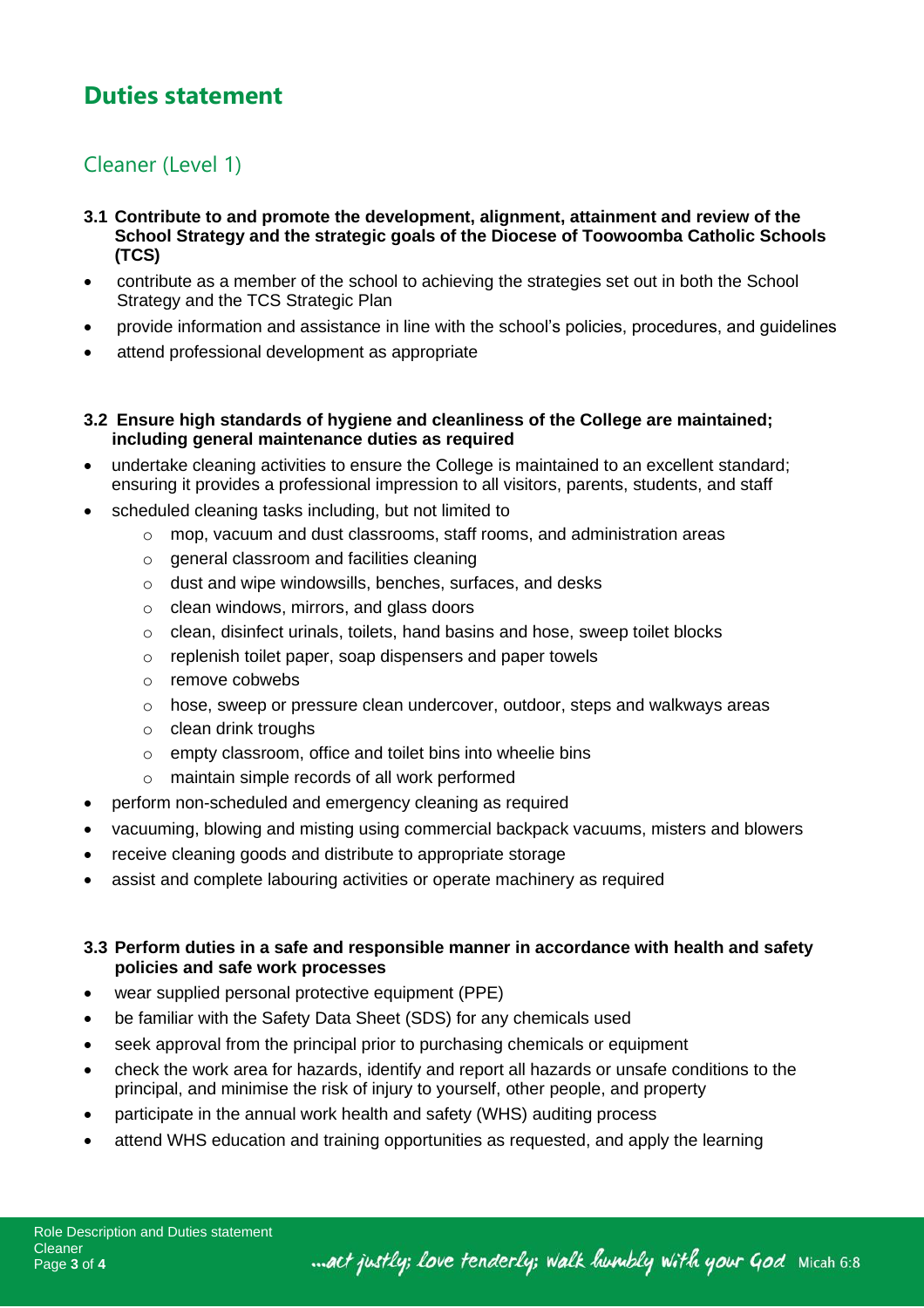# Duties statement

## Cleaner (Level 1)

**3.1 Contribute to and promote the development, alignment, attainment and review of the School Strategy and the strategic goals of the Diocese of Toowoomba Catholic Schools (TCS)**

- contribute as a member of the school to achieving the strategies set out in both the School Strategy and the TCS Strategic Plan
- provide information and assistance in line with the school's policies, procedures, and guidelines
- attend professional development as appropriate

**3.2 Ensure high standards of hygiene and cleanliness of the College are maintained; including general maintenance duties as required**

- undertake cleaning activities to ensure the College is maintained to an excellent standard; ensuring it provides a professional impression to all visitors, parents, students, and staff
- scheduled cleaning tasks including, but not limited to
  - mop, vacuum and dust classrooms, staff rooms, and administration areas
  - general classroom and facilities cleaning
  - dust and wipe windowsills, benches, surfaces, and desks
  - clean windows, mirrors, and glass doors
  - clean, disinfect urinals, toilets, hand basins and hose, sweep toilet blocks
  - replenish toilet paper, soap dispensers and paper towels
  - remove cobwebs
  - hose, sweep or pressure clean undercover, outdoor, steps and walkways areas
  - clean drink troughs
  - empty classroom, office and toilet bins into wheelie bins
  - maintain simple records of all work performed
- perform non-scheduled and emergency cleaning as required
- vacuuming, blowing and misting using commercial backpack vacuums, misters and blowers
- receive cleaning goods and distribute to appropriate storage
- assist and complete labouring activities or operate machinery as required

**3.3 Perform duties in a safe and responsible manner in accordance with health and safety policies and safe work processes**

- wear supplied personal protective equipment (PPE)
- be familiar with the Safety Data Sheet (SDS) for any chemicals used
- seek approval from the principal prior to purchasing chemicals or equipment
- check the work area for hazards, identify and report all hazards or unsafe conditions to the principal, and minimise the risk of injury to yourself, other people, and property
- participate in the annual work health and safety (WHS) auditing process
- attend WHS education and training opportunities as requested, and apply the learning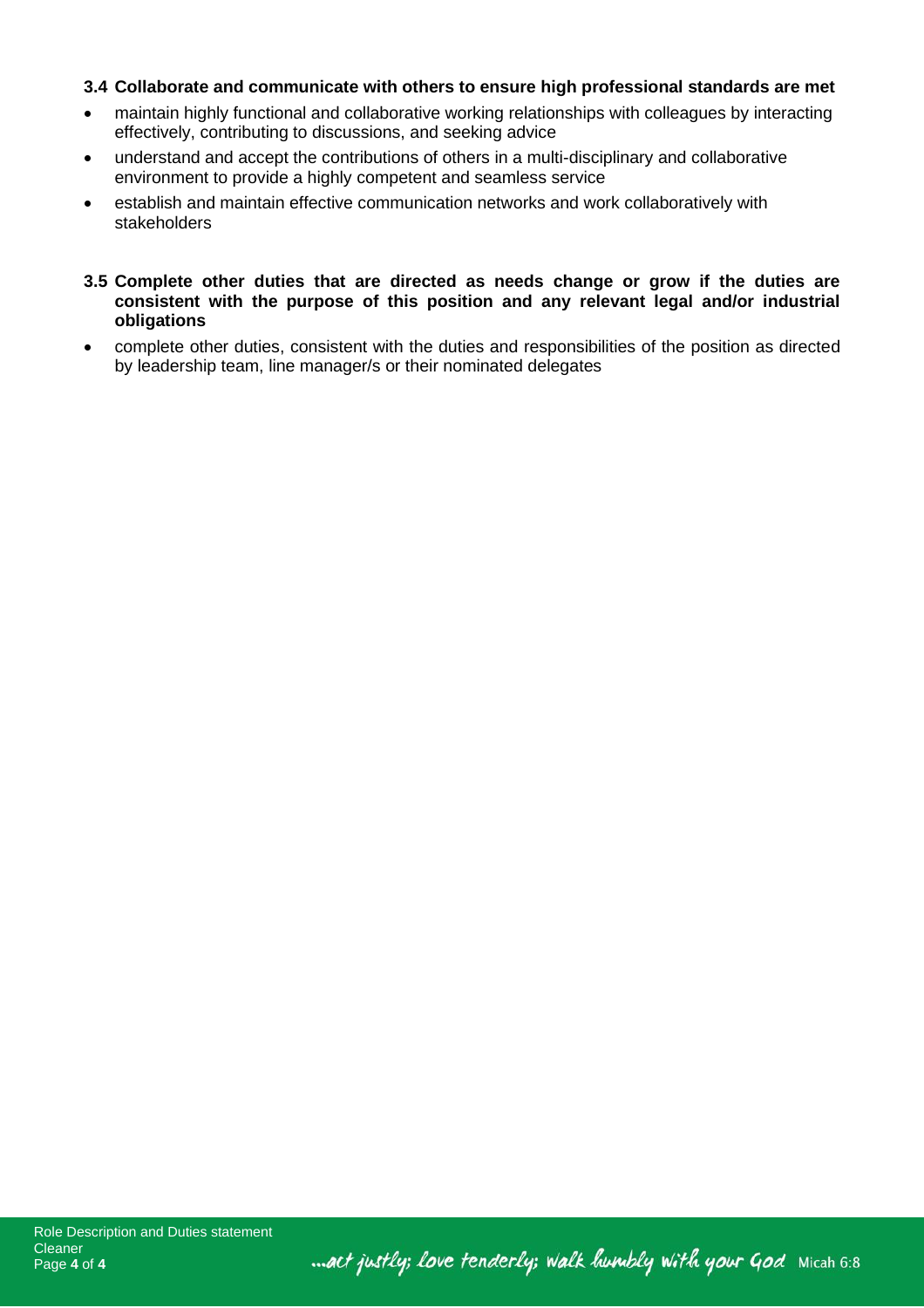**3.4 Collaborate and communicate with others to ensure high professional standards are met**

- maintain highly functional and collaborative working relationships with colleagues by interacting effectively, contributing to discussions, and seeking advice
- understand and accept the contributions of others in a multi-disciplinary and collaborative environment to provide a highly competent and seamless service
- establish and maintain effective communication networks and work collaboratively with stakeholders

**3.5 Complete other duties that are directed as needs change or grow if the duties are consistent with the purpose of this position and any relevant legal and/or industrial obligations**

- complete other duties, consistent with the duties and responsibilities of the position as directed by leadership team, line manager/s or their nominated delegates